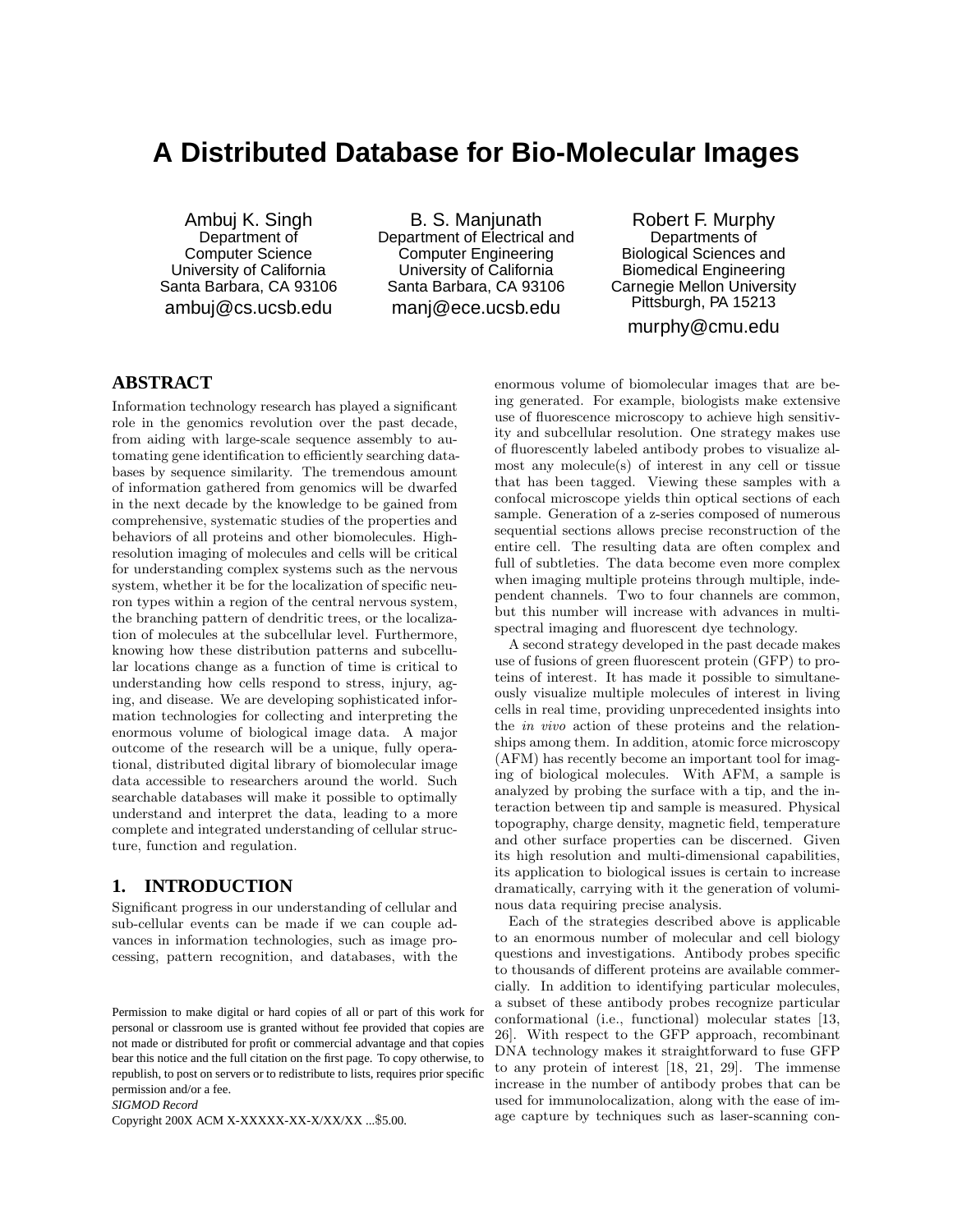# A Distributed Database for Bio-Molecular Images

Ambuj K. Singh
Department of Computer Science
University of California
Santa Barbara, CA 93106
ambuj@cs.ucsb.edu

B. S. Manjunath
Department of Electrical and Computer Engineering
University of California
Santa Barbara, CA 93106
manj@ece.ucsb.edu

Robert F. Murphy
Departments of Biological Sciences and Biomedical Engineering
Carnegie Mellon University
Pittsburgh, PA 15213
murphy@cmu.edu

## ABSTRACT

Information technology research has played a significant role in the genomics revolution over the past decade, from aiding with large-scale sequence assembly to automating gene identification to efficiently searching databases by sequence similarity. The tremendous amount of information gathered from genomics will be dwarfed in the next decade by the knowledge to be gained from comprehensive, systematic studies of the properties and behaviors of all proteins and other biomolecules. High-resolution imaging of molecules and cells will be critical for understanding complex systems such as the nervous system, whether it be for the localization of specific neuron types within a region of the central nervous system, the branching pattern of dendritic trees, or the localization of molecules at the subcellular level. Furthermore, knowing how these distribution patterns and subcellular locations change as a function of time is critical to understanding how cells respond to stress, injury, aging, and disease. We are developing sophisticated information technologies for collecting and interpreting the enormous volume of biological image data. A major outcome of the research will be a unique, fully operational, distributed digital library of biomolecular image data accessible to researchers around the world. Such searchable databases will make it possible to optimally understand and interpret the data, leading to a more complete and integrated understanding of cellular structure, function and regulation.

## 1. INTRODUCTION

Significant progress in our understanding of cellular and sub-cellular events can be made if we can couple advances in information technologies, such as image processing, pattern recognition, and databases, with the enormous volume of biomolecular images that are being generated. For example, biologists make extensive use of fluorescence microscopy to achieve high sensitivity and subcellular resolution. One strategy makes use of fluorescently labeled antibody probes to visualize almost any molecule(s) of interest in any cell or tissue that has been tagged. Viewing these samples with a confocal microscope yields thin optical sections of each sample. Generation of a z-series composed of numerous sequential sections allows precise reconstruction of the entire cell. The resulting data are often complex and full of subtleties. The data become even more complex when imaging multiple proteins through multiple, independent channels. Two to four channels are common, but this number will increase with advances in multispectral imaging and fluorescent dye technology.

A second strategy developed in the past decade makes use of fusions of green fluorescent protein (GFP) to proteins of interest. It has made it possible to simultaneously visualize multiple molecules of interest in living cells in real time, providing unprecedented insights into the *in vivo* action of these proteins and the relationships among them. In addition, atomic force microscopy (AFM) has recently become an important tool for imaging of biological molecules. With AFM, a sample is analyzed by probing the surface with a tip, and the interaction between tip and sample is measured. Physical topography, charge density, magnetic field, temperature and other surface properties can be discerned. Given its high resolution and multi-dimensional capabilities, its application to biological issues is certain to increase dramatically, carrying with it the generation of voluminous data requiring precise analysis.

Each of the strategies described above is applicable to an enormous number of molecular and cell biology questions and investigations. Antibody probes specific to thousands of different proteins are available commercially. In addition to identifying particular molecules, a subset of these antibody probes recognize particular conformational (i.e., functional) molecular states [13, 26]. With respect to the GFP approach, recombinant DNA technology makes it straightforward to fuse GFP to any protein of interest [18, 21, 29]. The immense increase in the number of antibody probes that can be used for immunolocalization, along with the ease of image capture by techniques such as laser-scanning con-

Permission to make digital or hard copies of all or part of this work for personal or classroom use is granted without fee provided that copies are not made or distributed for profit or commercial advantage and that copies bear this notice and the full citation on the first page. To copy otherwise, to republish, to post on servers or to redistribute to lists, requires prior specific permission and/or a fee.
*SIGMOD Record*
Copyright 200X ACM X-XXXXX-XX-X/XX/XX ...$5.00.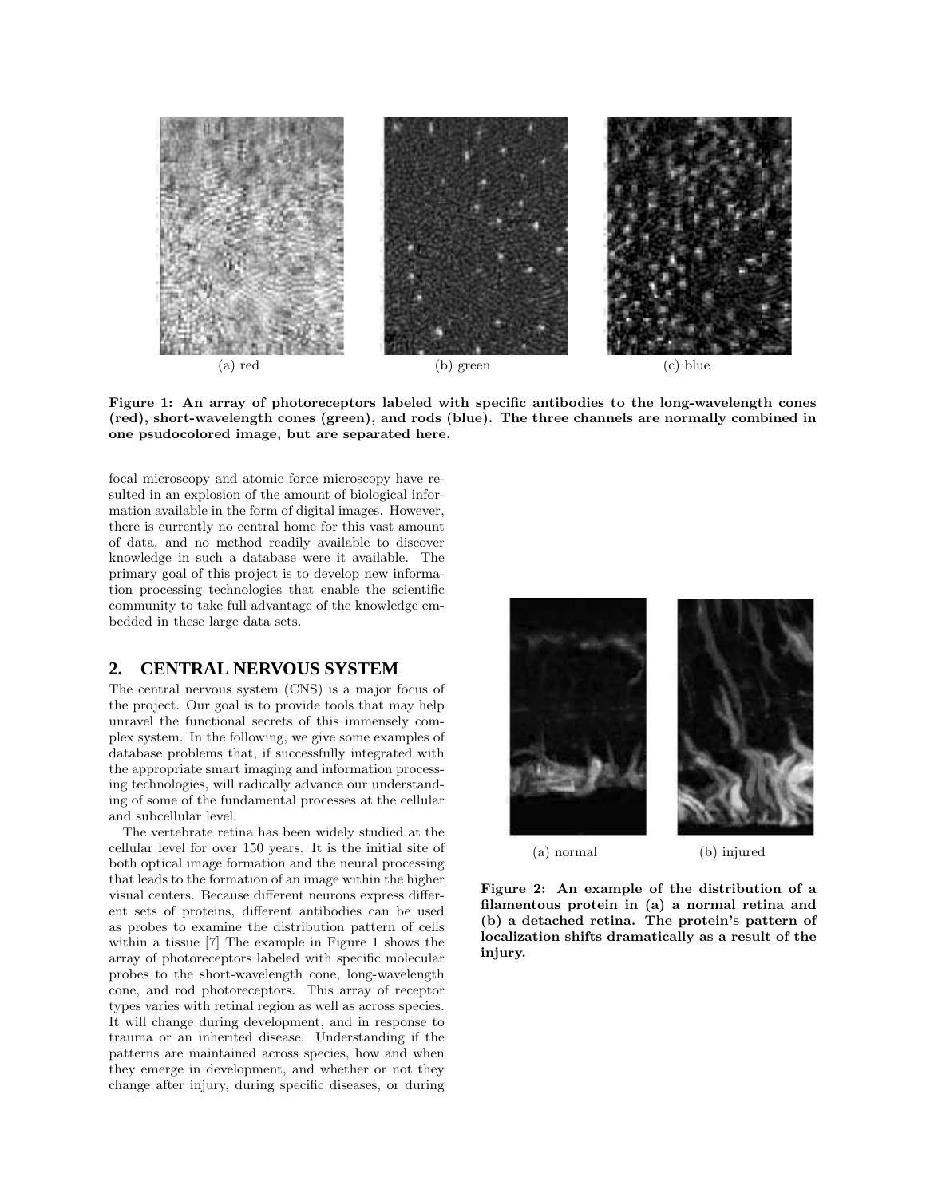(a) red (b) green (c) blue

**Figure 1: An array of photoreceptors labeled with specific antibodies to the long-wavelength cones (red), short-wavelength cones (green), and rods (blue). The three channels are normally combined in one psudocolored image, but are separated here.**

focal microscopy and atomic force microscopy have resulted in an explosion of the amount of biological information available in the form of digital images. However, there is currently no central home for this vast amount of data, and no method readily available to discover knowledge in such a database were it available. The primary goal of this project is to develop new information processing technologies that enable the scientific community to take full advantage of the knowledge embedded in these large data sets.

## 2. CENTRAL NERVOUS SYSTEM

The central nervous system (CNS) is a major focus of the project. Our goal is to provide tools that may help unravel the functional secrets of this immensely complex system. In the following, we give some examples of database problems that, if successfully integrated with the appropriate smart imaging and information processing technologies, will radically advance our understanding of some of the fundamental processes at the cellular and subcellular level.

The vertebrate retina has been widely studied at the cellular level for over 150 years. It is the initial site of both optical image formation and the neural processing that leads to the formation of an image within the higher visual centers. Because different neurons express different sets of proteins, different antibodies can be used as probes to examine the distribution pattern of cells within a tissue [7] The example in Figure 1 shows the array of photoreceptors labeled with specific molecular probes to the short-wavelength cone, long-wavelength cone, and rod photoreceptors. This array of receptor types varies with retinal region as well as across species. It will change during development, and in response to trauma or an inherited disease. Understanding if the patterns are maintained across species, how and when they emerge in development, and whether or not they change after injury, during specific diseases, or during

(a) normal (b) injured

**Figure 2: An example of the distribution of a filamentous protein in (a) a normal retina and (b) a detached retina. The protein's pattern of localization shifts dramatically as a result of the injury.**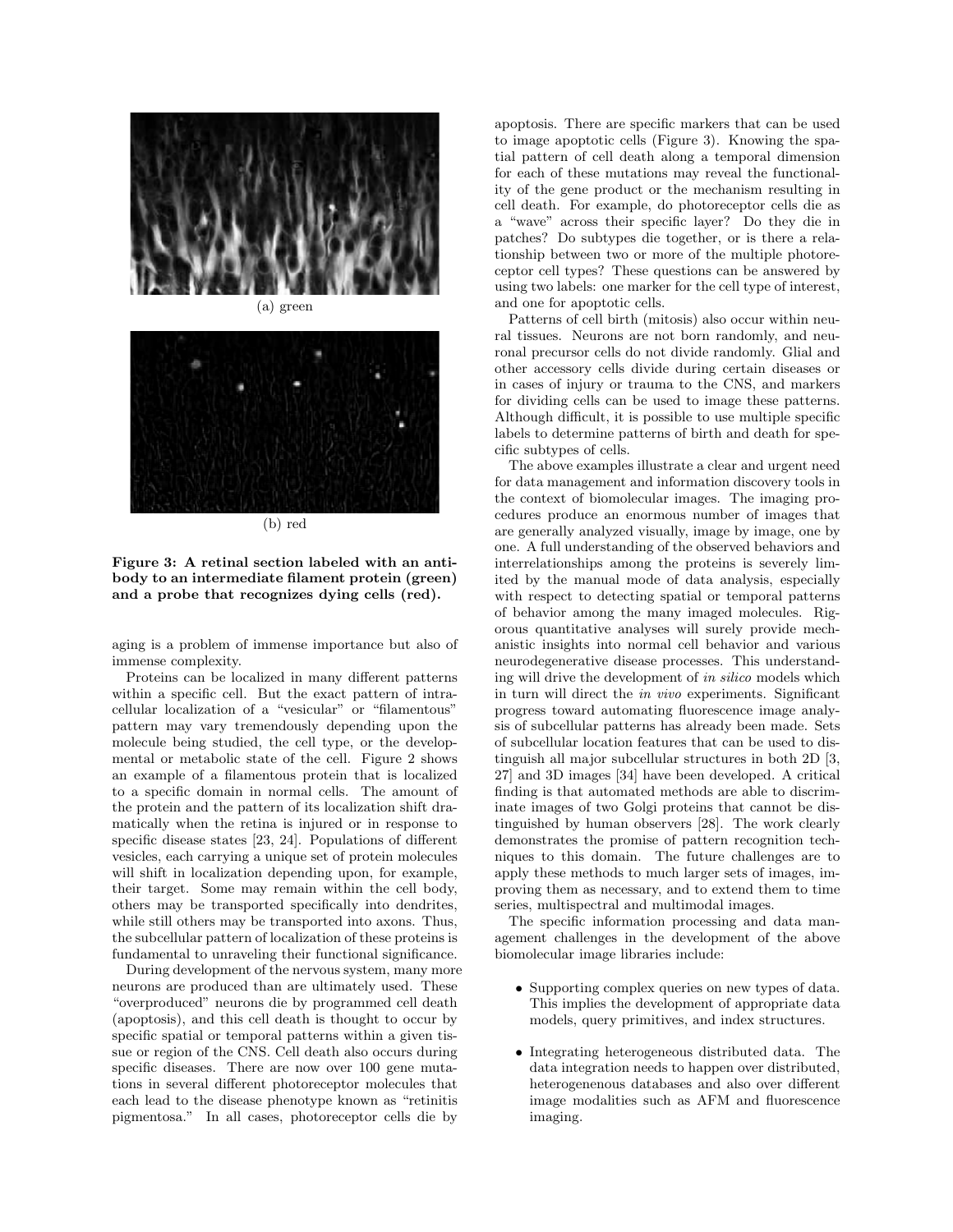(a) green

(b) red

**Figure 3: A retinal section labeled with an antibody to an intermediate filament protein (green) and a probe that recognizes dying cells (red).**

aging is a problem of immense importance but also of immense complexity.

Proteins can be localized in many different patterns within a specific cell. But the exact pattern of intracellular localization of a "vesicular" or "filamentous" pattern may vary tremendously depending upon the molecule being studied, the cell type, or the developmental or metabolic state of the cell. Figure 2 shows an example of a filamentous protein that is localized to a specific domain in normal cells. The amount of the protein and the pattern of its localization shift dramatically when the retina is injured or in response to specific disease states [23, 24]. Populations of different vesicles, each carrying a unique set of protein molecules will shift in localization depending upon, for example, their target. Some may remain within the cell body, others may be transported specifically into dendrites, while still others may be transported into axons. Thus, the subcellular pattern of localization of these proteins is fundamental to unraveling their functional significance.

During development of the nervous system, many more neurons are produced than are ultimately used. These "overproduced" neurons die by programmed cell death (apoptosis), and this cell death is thought to occur by specific spatial or temporal patterns within a given tissue or region of the CNS. Cell death also occurs during specific diseases. There are now over 100 gene mutations in several different photoreceptor molecules that each lead to the disease phenotype known as "retinitis pigmentosa." In all cases, photoreceptor cells die by apoptosis. There are specific markers that can be used to image apoptotic cells (Figure 3). Knowing the spatial pattern of cell death along a temporal dimension for each of these mutations may reveal the functionality of the gene product or the mechanism resulting in cell death. For example, do photoreceptor cells die as a "wave" across their specific layer? Do they die in patches? Do subtypes die together, or is there a relationship between two or more of the multiple photoreceptor cell types? These questions can be answered by using two labels: one marker for the cell type of interest, and one for apoptotic cells.

Patterns of cell birth (mitosis) also occur within neural tissues. Neurons are not born randomly, and neuronal precursor cells do not divide randomly. Glial and other accessory cells divide during certain diseases or in cases of injury or trauma to the CNS, and markers for dividing cells can be used to image these patterns. Although difficult, it is possible to use multiple specific labels to determine patterns of birth and death for specific subtypes of cells.

The above examples illustrate a clear and urgent need for data management and information discovery tools in the context of biomolecular images. The imaging procedures produce an enormous number of images that are generally analyzed visually, image by image, one by one. A full understanding of the observed behaviors and interrelationships among the proteins is severely limited by the manual mode of data analysis, especially with respect to detecting spatial or temporal patterns of behavior among the many imaged molecules. Rigorous quantitative analyses will surely provide mechanistic insights into normal cell behavior and various neurodegenerative disease processes. This understanding will drive the development of *in silico* models which in turn will direct the *in vivo* experiments. Significant progress toward automating fluorescence image analysis of subcellular patterns has already been made. Sets of subcellular location features that can be used to distinguish all major subcellular structures in both 2D [3, 27] and 3D images [34] have been developed. A critical finding is that automated methods are able to discriminate images of two Golgi proteins that cannot be distinguished by human observers [28]. The work clearly demonstrates the promise of pattern recognition techniques to this domain. The future challenges are to apply these methods to much larger sets of images, improving them as necessary, and to extend them to time series, multispectral and multimodal images.

The specific information processing and data management challenges in the development of the above biomolecular image libraries include:

- Supporting complex queries on new types of data. This implies the development of appropriate data models, query primitives, and index structures.

- Integrating heterogeneous distributed data. The data integration needs to happen over distributed, heterogeneous databases and also over different image modalities such as AFM and fluorescence imaging.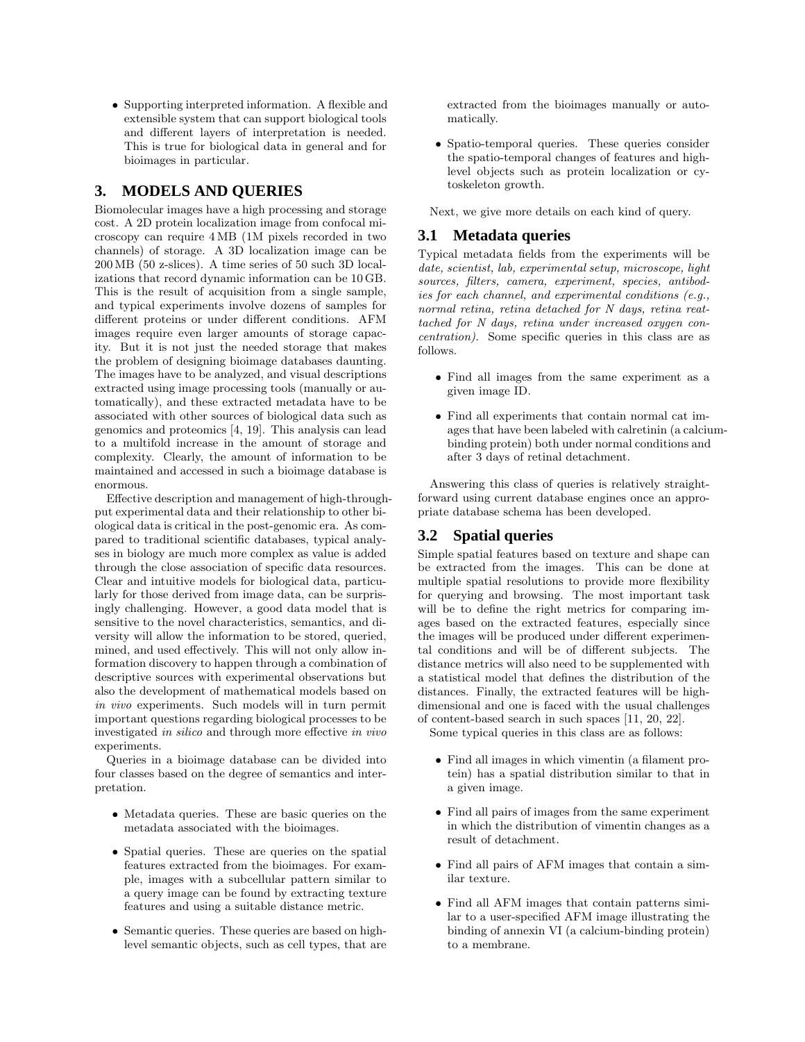- Supporting interpreted information. A flexible and extensible system that can support biological tools and different layers of interpretation is needed. This is true for biological data in general and for bioimages in particular.

## 3. MODELS AND QUERIES

Biomolecular images have a high processing and storage cost. A 2D protein localization image from confocal microscopy can require 4 MB (1M pixels recorded in two channels) of storage. A 3D localization image can be 200 MB (50 z-slices). A time series of 50 such 3D localizations that record dynamic information can be 10 GB. This is the result of acquisition from a single sample, and typical experiments involve dozens of samples for different proteins or under different conditions. AFM images require even larger amounts of storage capacity. But it is not just the needed storage that makes the problem of designing bioimage databases daunting. The images have to be analyzed, and visual descriptions extracted using image processing tools (manually or automatically), and these extracted metadata have to be associated with other sources of biological data such as genomics and proteomics [4, 19]. This analysis can lead to a multifold increase in the amount of storage and complexity. Clearly, the amount of information to be maintained and accessed in such a bioimage database is enormous.

Effective description and management of high-throughput experimental data and their relationship to other biological data is critical in the post-genomic era. As compared to traditional scientific databases, typical analyses in biology are much more complex as value is added through the close association of specific data resources. Clear and intuitive models for biological data, particularly for those derived from image data, can be surprisingly challenging. However, a good data model that is sensitive to the novel characteristics, semantics, and diversity will allow the information to be stored, queried, mined, and used effectively. This will not only allow information discovery to happen through a combination of descriptive sources with experimental observations but also the development of mathematical models based on *in vivo* experiments. Such models will in turn permit important questions regarding biological processes to be investigated *in silico* and through more effective *in vivo* experiments.

Queries in a bioimage database can be divided into four classes based on the degree of semantics and interpretation.

- Metadata queries. These are basic queries on the metadata associated with the bioimages.
- Spatial queries. These are queries on the spatial features extracted from the bioimages. For example, images with a subcellular pattern similar to a query image can be found by extracting texture features and using a suitable distance metric.
- Semantic queries. These queries are based on high-level semantic objects, such as cell types, that are extracted from the bioimages manually or automatically.
- Spatio-temporal queries. These queries consider the spatio-temporal changes of features and high-level objects such as protein localization or cytoskeleton growth.

Next, we give more details on each kind of query.

### 3.1 Metadata queries

Typical metadata fields from the experiments will be *date, scientist, lab, experimental setup, microscope, light sources, filters, camera, experiment, species, antibodies for each channel, and experimental conditions (e.g., normal retina, retina detached for N days, retina reattached for N days, retina under increased oxygen concentration).* Some specific queries in this class are as follows.

- Find all images from the same experiment as a given image ID.
- Find all experiments that contain normal cat images that have been labeled with calretinin (a calcium-binding protein) both under normal conditions and after 3 days of retinal detachment.

Answering this class of queries is relatively straightforward using current database engines once an appropriate database schema has been developed.

### 3.2 Spatial queries

Simple spatial features based on texture and shape can be extracted from the images. This can be done at multiple spatial resolutions to provide more flexibility for querying and browsing. The most important task will be to define the right metrics for comparing images based on the extracted features, especially since the images will be produced under different experimental conditions and will be of different subjects. The distance metrics will also need to be supplemented with a statistical model that defines the distribution of the distances. Finally, the extracted features will be high-dimensional and one is faced with the usual challenges of content-based search in such spaces [11, 20, 22].

Some typical queries in this class are as follows:

- Find all images in which vimentin (a filament protein) has a spatial distribution similar to that in a given image.
- Find all pairs of images from the same experiment in which the distribution of vimentin changes as a result of detachment.
- Find all pairs of AFM images that contain a similar texture.
- Find all AFM images that contain patterns similar to a user-specified AFM image illustrating the binding of annexin VI (a calcium-binding protein) to a membrane.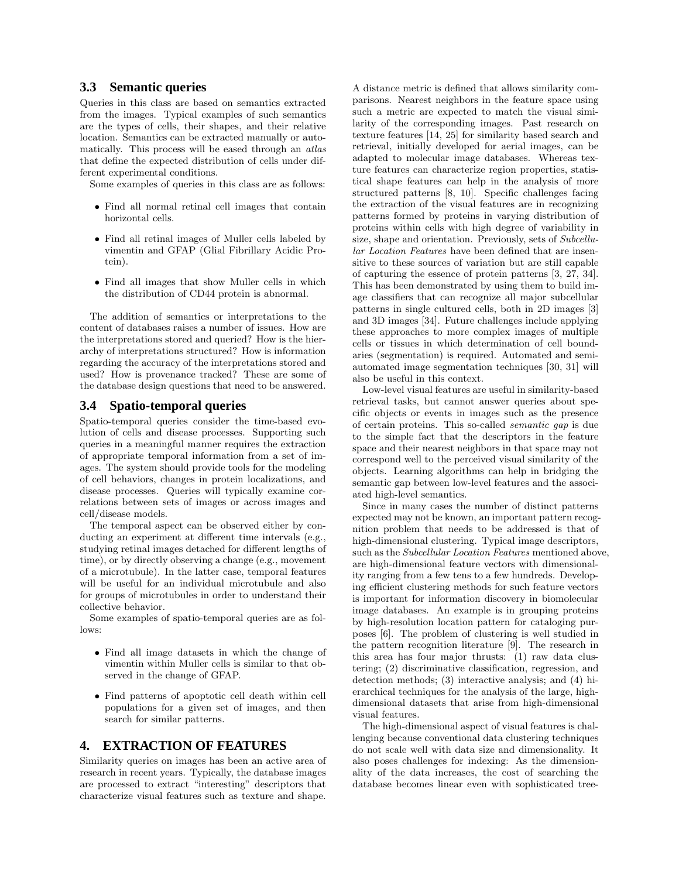## 3.3 Semantic queries

Queries in this class are based on semantics extracted from the images. Typical examples of such semantics are the types of cells, their shapes, and their relative location. Semantics can be extracted manually or automatically. This process will be eased through an *atlas* that define the expected distribution of cells under different experimental conditions.

Some examples of queries in this class are as follows:

- Find all normal retinal cell images that contain horizontal cells.
- Find all retinal images of Muller cells labeled by vimentin and GFAP (Glial Fibrillary Acidic Protein).
- Find all images that show Muller cells in which the distribution of CD44 protein is abnormal.

The addition of semantics or interpretations to the content of databases raises a number of issues. How are the interpretations stored and queried? How is the hierarchy of interpretations structured? How is information regarding the accuracy of the interpretations stored and used? How is provenance tracked? These are some of the database design questions that need to be answered.

## 3.4 Spatio-temporal queries

Spatio-temporal queries consider the time-based evolution of cells and disease processes. Supporting such queries in a meaningful manner requires the extraction of appropriate temporal information from a set of images. The system should provide tools for the modeling of cell behaviors, changes in protein localizations, and disease processes. Queries will typically examine correlations between sets of images or across images and cell/disease models.

The temporal aspect can be observed either by conducting an experiment at different time intervals (e.g., studying retinal images detached for different lengths of time), or by directly observing a change (e.g., movement of a microtubule). In the latter case, temporal features will be useful for an individual microtubule and also for groups of microtubules in order to understand their collective behavior.

Some examples of spatio-temporal queries are as follows:

- Find all image datasets in which the change of vimentin within Muller cells is similar to that observed in the change of GFAP.
- Find patterns of apoptotic cell death within cell populations for a given set of images, and then search for similar patterns.

# 4. EXTRACTION OF FEATURES

Similarity queries on images has been an active area of research in recent years. Typically, the database images are processed to extract "interesting" descriptors that characterize visual features such as texture and shape. A distance metric is defined that allows similarity comparisons. Nearest neighbors in the feature space using such a metric are expected to match the visual similarity of the corresponding images. Past research on texture features [14, 25] for similarity based search and retrieval, initially developed for aerial images, can be adapted to molecular image databases. Whereas texture features can characterize region properties, statistical shape features can help in the analysis of more structured patterns [8, 10]. Specific challenges facing the extraction of the visual features are in recognizing patterns formed by proteins in varying distribution of proteins within cells with high degree of variability in size, shape and orientation. Previously, sets of *Subcellular Location Features* have been defined that are insensitive to these sources of variation but are still capable of capturing the essence of protein patterns [3, 27, 34]. This has been demonstrated by using them to build image classifiers that can recognize all major subcellular patterns in single cultured cells, both in 2D images [3] and 3D images [34]. Future challenges include applying these approaches to more complex images of multiple cells or tissues in which determination of cell boundaries (segmentation) is required. Automated and semi-automated image segmentation techniques [30, 31] will also be useful in this context.

Low-level visual features are useful in similarity-based retrieval tasks, but cannot answer queries about specific objects or events in images such as the presence of certain proteins. This so-called *semantic gap* is due to the simple fact that the descriptors in the feature space and their nearest neighbors in that space may not correspond well to the perceived visual similarity of the objects. Learning algorithms can help in bridging the semantic gap between low-level features and the associated high-level semantics.

Since in many cases the number of distinct patterns expected may not be known, an important pattern recognition problem that needs to be addressed is that of high-dimensional clustering. Typical image descriptors, such as the *Subcellular Location Features* mentioned above, are high-dimensional feature vectors with dimensionality ranging from a few tens to a few hundreds. Developing efficient clustering methods for such feature vectors is important for information discovery in biomolecular image databases. An example is in grouping proteins by high-resolution location pattern for cataloging purposes [6]. The problem of clustering is well studied in the pattern recognition literature [9]. The research in this area has four major thrusts: (1) raw data clustering; (2) discriminative classification, regression, and detection methods; (3) interactive analysis; and (4) hierarchical techniques for the analysis of the large, high-dimensional datasets that arise from high-dimensional visual features.

The high-dimensional aspect of visual features is challenging because conventional data clustering techniques do not scale well with data size and dimensionality. It also poses challenges for indexing: As the dimensionality of the data increases, the cost of searching the database becomes linear even with sophisticated tree-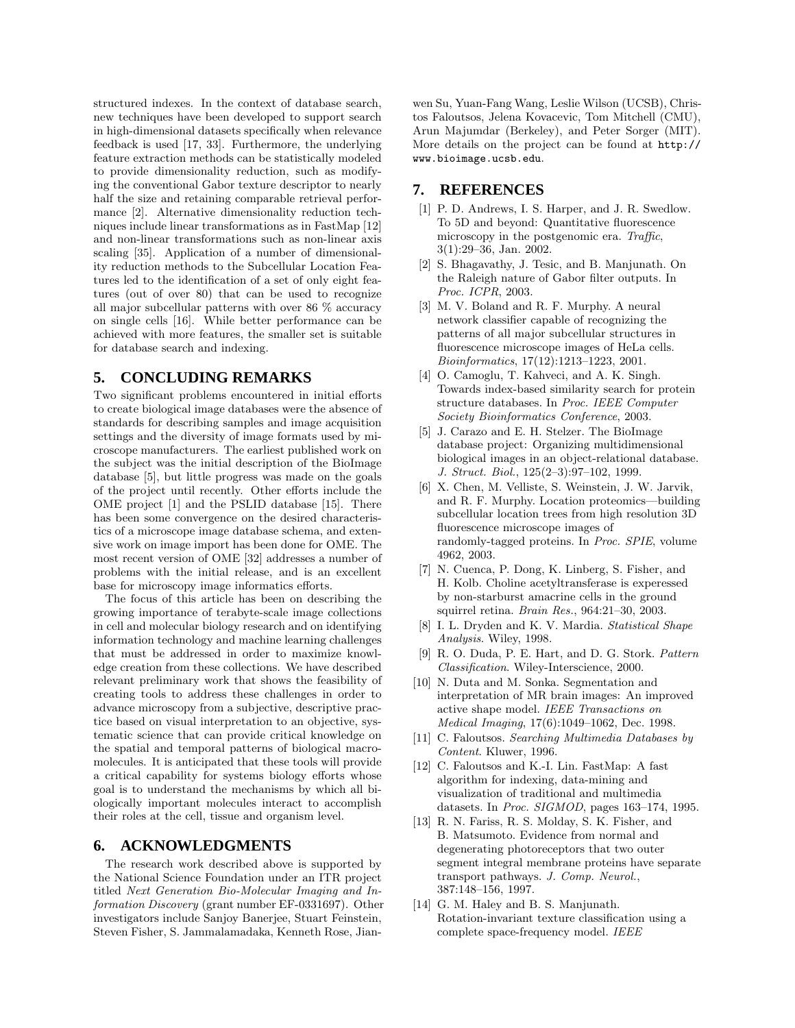structured indexes. In the context of database search, new techniques have been developed to support search in high-dimensional datasets specifically when relevance feedback is used [17, 33]. Furthermore, the underlying feature extraction methods can be statistically modeled to provide dimensionality reduction, such as modifying the conventional Gabor texture descriptor to nearly half the size and retaining comparable retrieval performance [2]. Alternative dimensionality reduction techniques include linear transformations as in FastMap [12] and non-linear transformations such as non-linear axis scaling [35]. Application of a number of dimensionality reduction methods to the Subcellular Location Features led to the identification of a set of only eight features (out of over 80) that can be used to recognize all major subcellular patterns with over 86 % accuracy on single cells [16]. While better performance can be achieved with more features, the smaller set is suitable for database search and indexing.

## 5. CONCLUDING REMARKS

Two significant problems encountered in initial efforts to create biological image databases were the absence of standards for describing samples and image acquisition settings and the diversity of image formats used by microscope manufacturers. The earliest published work on the subject was the initial description of the BioImage database [5], but little progress was made on the goals of the project until recently. Other efforts include the OME project [1] and the PSLID database [15]. There has been some convergence on the desired characteristics of a microscope image database schema, and extensive work on image import has been done for OME. The most recent version of OME [32] addresses a number of problems with the initial release, and is an excellent base for microscopy image informatics efforts.

The focus of this article has been on describing the growing importance of terabyte-scale image collections in cell and molecular biology research and on identifying information technology and machine learning challenges that must be addressed in order to maximize knowledge creation from these collections. We have described relevant preliminary work that shows the feasibility of creating tools to address these challenges in order to advance microscopy from a subjective, descriptive practice based on visual interpretation to an objective, systematic science that can provide critical knowledge on the spatial and temporal patterns of biological macromolecules. It is anticipated that these tools will provide a critical capability for systems biology efforts whose goal is to understand the mechanisms by which all biologically important molecules interact to accomplish their roles at the cell, tissue and organism level.

## 6. ACKNOWLEDGMENTS

The research work described above is supported by the National Science Foundation under an ITR project titled *Next Generation Bio-Molecular Imaging and Information Discovery* (grant number EF-0331697). Other investigators include Sanjoy Banerjee, Stuart Feinstein, Steven Fisher, S. Jammalamadaka, Kenneth Rose, Jianwen Su, Yuan-Fang Wang, Leslie Wilson (UCSB), Christos Faloutsos, Jelena Kovacevic, Tom Mitchell (CMU), Arun Majumdar (Berkeley), and Peter Sorger (MIT). More details on the project can be found at `http://www.bioimage.ucsb.edu`.

## 7. REFERENCES

[1] P. D. Andrews, I. S. Harper, and J. R. Swedlow. To 5D and beyond: Quantitative fluorescence microscopy in the postgenomic era. *Traffic*, 3(1):29–36, Jan. 2002.

[2] S. Bhagavathy, J. Tesic, and B. Manjunath. On the Raleigh nature of Gabor filter outputs. In *Proc. ICPR*, 2003.

[3] M. V. Boland and R. F. Murphy. A neural network classifier capable of recognizing the patterns of all major subcellular structures in fluorescence microscope images of HeLa cells. *Bioinformatics*, 17(12):1213–1223, 2001.

[4] O. Camoglu, T. Kahveci, and A. K. Singh. Towards index-based similarity search for protein structure databases. In *Proc. IEEE Computer Society Bioinformatics Conference*, 2003.

[5] J. Carazo and E. H. Stelzer. The BioImage database project: Organizing multidimensional biological images in an object-relational database. *J. Struct. Biol.*, 125(2–3):97–102, 1999.

[6] X. Chen, M. Velliste, S. Weinstein, J. W. Jarvik, and R. F. Murphy. Location proteomics—building subcellular location trees from high resolution 3D fluorescence microscope images of randomly-tagged proteins. In *Proc. SPIE*, volume 4962, 2003.

[7] N. Cuenca, P. Dong, K. Linberg, S. Fisher, and H. Kolb. Choline acetyltransferase is experessed by non-starburst amacrine cells in the ground squirrel retina. *Brain Res.*, 964:21–30, 2003.

[8] I. L. Dryden and K. V. Mardia. *Statistical Shape Analysis*. Wiley, 1998.

[9] R. O. Duda, P. E. Hart, and D. G. Stork. *Pattern Classification*. Wiley-Interscience, 2000.

[10] N. Duta and M. Sonka. Segmentation and interpretation of MR brain images: An improved active shape model. *IEEE Transactions on Medical Imaging*, 17(6):1049–1062, Dec. 1998.

[11] C. Faloutsos. *Searching Multimedia Databases by Content*. Kluwer, 1996.

[12] C. Faloutsos and K.-I. Lin. FastMap: A fast algorithm for indexing, data-mining and visualization of traditional and multimedia datasets. In *Proc. SIGMOD*, pages 163–174, 1995.

[13] R. N. Fariss, R. S. Molday, S. K. Fisher, and B. Matsumoto. Evidence from normal and degenerating photoreceptors that two outer segment integral membrane proteins have separate transport pathways. *J. Comp. Neurol.*, 387:148–156, 1997.

[14] G. M. Haley and B. S. Manjunath. Rotation-invariant texture classification using a complete space-frequency model. *IEEE*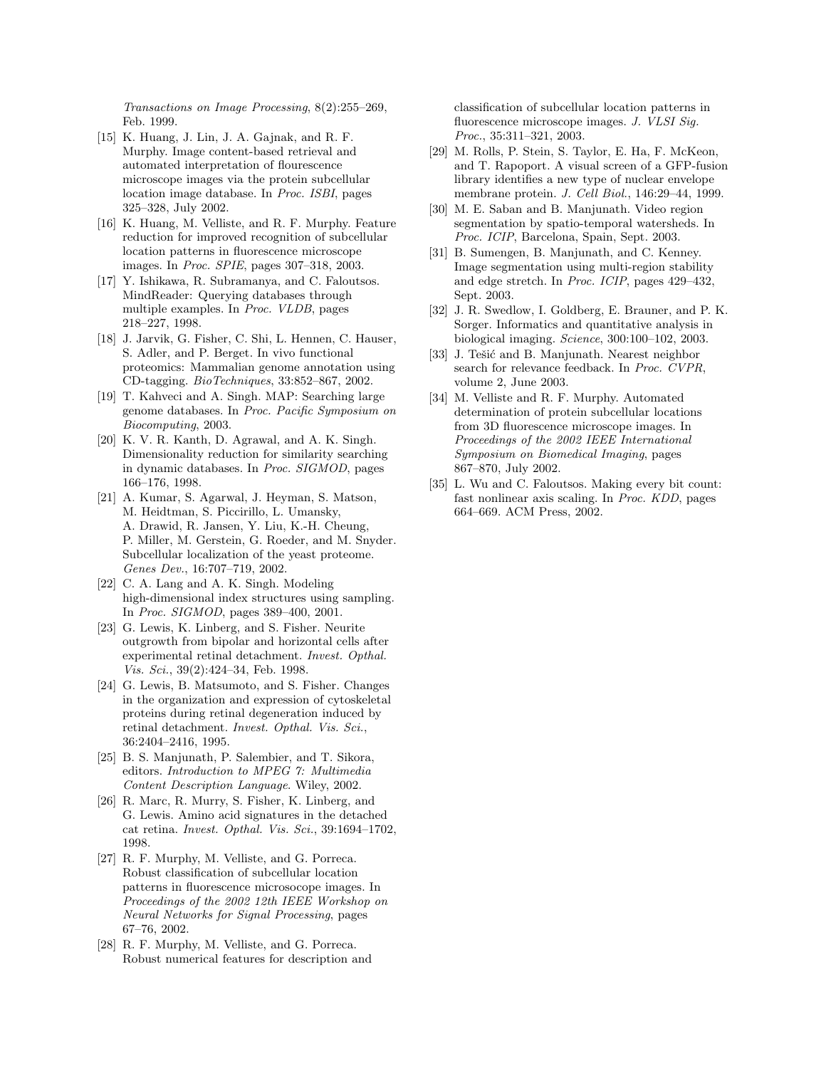*Transactions on Image Processing*, 8(2):255–269, Feb. 1999.

[15] K. Huang, J. Lin, J. A. Gajnak, and R. F. Murphy. Image content-based retrieval and automated interpretation of flourescence microscope images via the protein subcellular location image database. In *Proc. ISBI*, pages 325–328, July 2002.

[16] K. Huang, M. Velliste, and R. F. Murphy. Feature reduction for improved recognition of subcellular location patterns in fluorescence microscope images. In *Proc. SPIE*, pages 307–318, 2003.

[17] Y. Ishikawa, R. Subramanya, and C. Faloutsos. MindReader: Querying databases through multiple examples. In *Proc. VLDB*, pages 218–227, 1998.

[18] J. Jarvik, G. Fisher, C. Shi, L. Hennen, C. Hauser, S. Adler, and P. Berget. In vivo functional proteomics: Mammalian genome annotation using CD-tagging. *BioTechniques*, 33:852–867, 2002.

[19] T. Kahveci and A. Singh. MAP: Searching large genome databases. In *Proc. Pacific Symposium on Biocomputing*, 2003.

[20] K. V. R. Kanth, D. Agrawal, and A. K. Singh. Dimensionality reduction for similarity searching in dynamic databases. In *Proc. SIGMOD*, pages 166–176, 1998.

[21] A. Kumar, S. Agarwal, J. Heyman, S. Matson, M. Heidtman, S. Piccirillo, L. Umansky, A. Drawid, R. Jansen, Y. Liu, K.-H. Cheung, P. Miller, M. Gerstein, G. Roeder, and M. Snyder. Subcellular localization of the yeast proteome. *Genes Dev.*, 16:707–719, 2002.

[22] C. A. Lang and A. K. Singh. Modeling high-dimensional index structures using sampling. In *Proc. SIGMOD*, pages 389–400, 2001.

[23] G. Lewis, K. Linberg, and S. Fisher. Neurite outgrowth from bipolar and horizontal cells after experimental retinal detachment. *Invest. Opthal. Vis. Sci.*, 39(2):424–34, Feb. 1998.

[24] G. Lewis, B. Matsumoto, and S. Fisher. Changes in the organization and expression of cytoskeletal proteins during retinal degeneration induced by retinal detachment. *Invest. Opthal. Vis. Sci.*, 36:2404–2416, 1995.

[25] B. S. Manjunath, P. Salembier, and T. Sikora, editors. *Introduction to MPEG 7: Multimedia Content Description Language*. Wiley, 2002.

[26] R. Marc, R. Murry, S. Fisher, K. Linberg, and G. Lewis. Amino acid signatures in the detached cat retina. *Invest. Opthal. Vis. Sci.*, 39:1694–1702, 1998.

[27] R. F. Murphy, M. Velliste, and G. Porreca. Robust classification of subcellular location patterns in fluorescence micrososcope images. In *Proceedings of the 2002 12th IEEE Workshop on Neural Networks for Signal Processing*, pages 67–76, 2002.

[28] R. F. Murphy, M. Velliste, and G. Porreca. Robust numerical features for description and classification of subcellular location patterns in fluorescence microscope images. *J. VLSI Sig. Proc.*, 35:311–321, 2003.

[29] M. Rolls, P. Stein, S. Taylor, E. Ha, F. McKeon, and T. Rapoport. A visual screen of a GFP-fusion library identifies a new type of nuclear envelope membrane protein. *J. Cell Biol.*, 146:29–44, 1999.

[30] M. E. Saban and B. Manjunath. Video region segmentation by spatio-temporal watersheds. In *Proc. ICIP*, Barcelona, Spain, Sept. 2003.

[31] B. Sumengen, B. Manjunath, and C. Kenney. Image segmentation using multi-region stability and edge stretch. In *Proc. ICIP*, pages 429–432, Sept. 2003.

[32] J. R. Swedlow, I. Goldberg, E. Brauner, and P. K. Sorger. Informatics and quantitative analysis in biological imaging. *Science*, 300:100–102, 2003.

[33] J. Tešić and B. Manjunath. Nearest neighbor search for relevance feedback. In *Proc. CVPR*, volume 2, June 2003.

[34] M. Velliste and R. F. Murphy. Automated determination of protein subcellular locations from 3D fluorescence microscope images. In *Proceedings of the 2002 IEEE International Symposium on Biomedical Imaging*, pages 867–870, July 2002.

[35] L. Wu and C. Faloutsos. Making every bit count: fast nonlinear axis scaling. In *Proc. KDD*, pages 664–669. ACM Press, 2002.